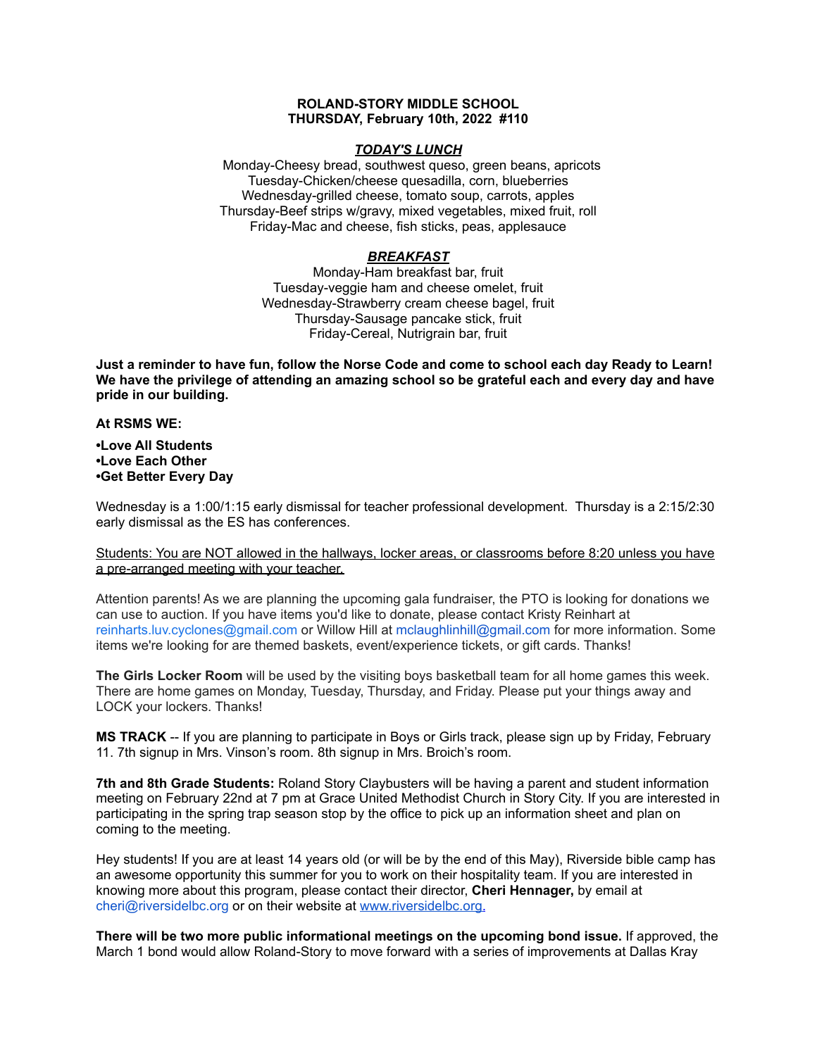**ROLAND-STORY MIDDLE SCHOOL**
**THURSDAY, February 10th, 2022 #110**

***TODAY'S LUNCH***

Monday-Cheesy bread, southwest queso, green beans, apricots
Tuesday-Chicken/cheese quesadilla, corn, blueberries
Wednesday-grilled cheese, tomato soup, carrots, apples
Thursday-Beef strips w/gravy, mixed vegetables, mixed fruit, roll
Friday-Mac and cheese, fish sticks, peas, applesauce

***BREAKFAST***

Monday-Ham breakfast bar, fruit
Tuesday-veggie ham and cheese omelet, fruit
Wednesday-Strawberry cream cheese bagel, fruit
Thursday-Sausage pancake stick, fruit
Friday-Cereal, Nutrigrain bar, fruit

**Just a reminder to have fun, follow the Norse Code and come to school each day Ready to Learn! We have the privilege of attending an amazing school so be grateful each and every day and have pride in our building.**

**At RSMS WE:**

**•Love All Students**
**•Love Each Other**
**•Get Better Every Day**

Wednesday is a 1:00/1:15 early dismissal for teacher professional development. Thursday is a 2:15/2:30 early dismissal as the ES has conferences.

Students: You are NOT allowed in the hallways, locker areas, or classrooms before 8:20 unless you have a pre-arranged meeting with your teacher.

Attention parents! As we are planning the upcoming gala fundraiser, the PTO is looking for donations we can use to auction. If you have items you'd like to donate, please contact Kristy Reinhart at reinharts.luv.cyclones@gmail.com or Willow Hill at mclaughlinhill@gmail.com for more information. Some items we're looking for are themed baskets, event/experience tickets, or gift cards. Thanks!

**The Girls Locker Room** will be used by the visiting boys basketball team for all home games this week. There are home games on Monday, Tuesday, Thursday, and Friday. Please put your things away and LOCK your lockers. Thanks!

**MS TRACK** -- If you are planning to participate in Boys or Girls track, please sign up by Friday, February 11. 7th signup in Mrs. Vinson's room. 8th signup in Mrs. Broich's room.

**7th and 8th Grade Students:** Roland Story Claybusters will be having a parent and student information meeting on February 22nd at 7 pm at Grace United Methodist Church in Story City. If you are interested in participating in the spring trap season stop by the office to pick up an information sheet and plan on coming to the meeting.

Hey students! If you are at least 14 years old (or will be by the end of this May), Riverside bible camp has an awesome opportunity this summer for you to work on their hospitality team. If you are interested in knowing more about this program, please contact their director, **Cheri Hennager,** by email at cheri@riversidelbc.org or on their website at www.riversidelbc.org.

**There will be two more public informational meetings on the upcoming bond issue.** If approved, the March 1 bond would allow Roland-Story to move forward with a series of improvements at Dallas Kray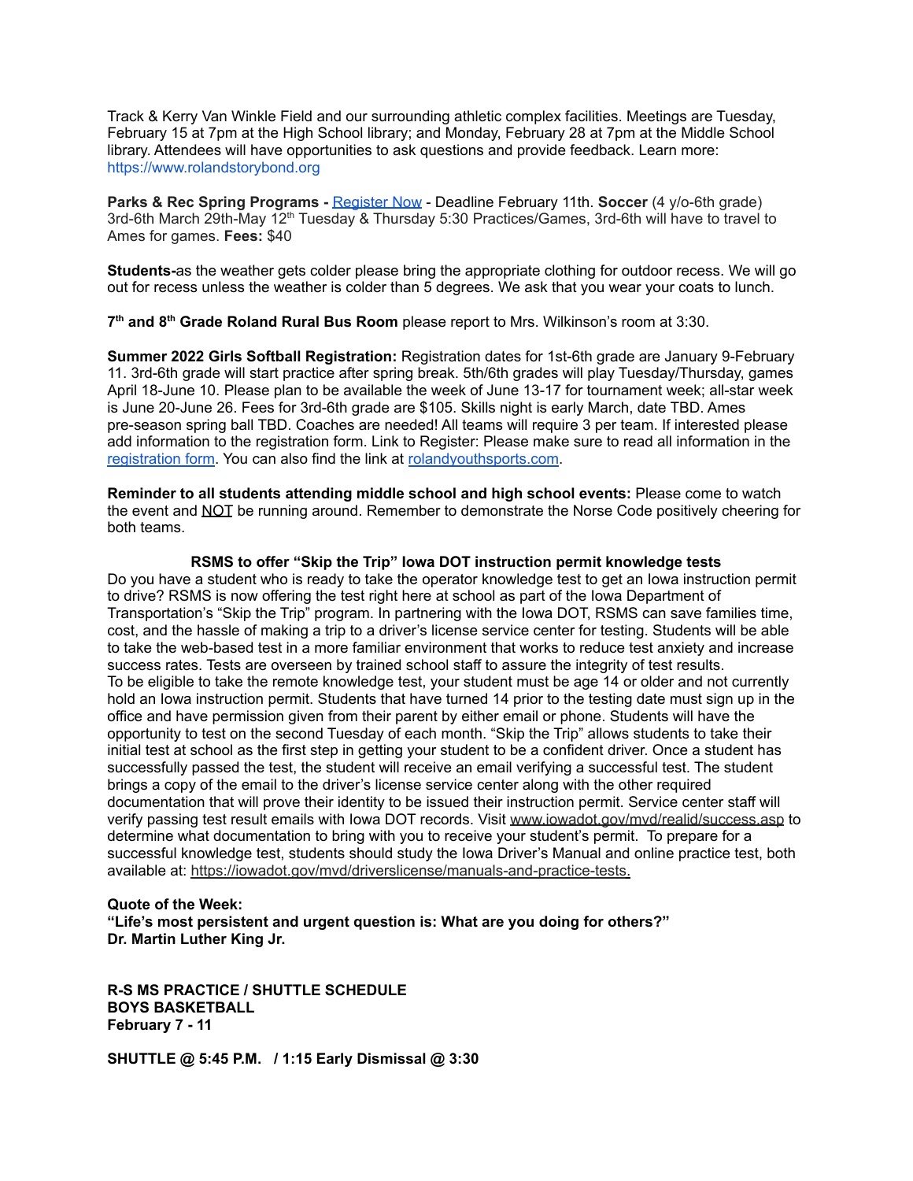Track & Kerry Van Winkle Field and our surrounding athletic complex facilities. Meetings are Tuesday, February 15 at 7pm at the High School library; and Monday, February 28 at 7pm at the Middle School library. Attendees will have opportunities to ask questions and provide feedback. Learn more: https://www.rolandstorybond.org

**Parks & Rec Spring Programs -** Register Now - Deadline February 11th. **Soccer** (4 y/o-6th grade) 3rd-6th March 29th-May 12th Tuesday & Thursday 5:30 Practices/Games, 3rd-6th will have to travel to Ames for games. **Fees:** $40

**Students-**as the weather gets colder please bring the appropriate clothing for outdoor recess. We will go out for recess unless the weather is colder than 5 degrees. We ask that you wear your coats to lunch.

**7th and 8th Grade Roland Rural Bus Room** please report to Mrs. Wilkinson's room at 3:30.

**Summer 2022 Girls Softball Registration:** Registration dates for 1st-6th grade are January 9-February 11. 3rd-6th grade will start practice after spring break. 5th/6th grades will play Tuesday/Thursday, games April 18-June 10. Please plan to be available the week of June 13-17 for tournament week; all-star week is June 20-June 26. Fees for 3rd-6th grade are $105. Skills night is early March, date TBD. Ames pre-season spring ball TBD. Coaches are needed! All teams will require 3 per team. If interested please add information to the registration form. Link to Register: Please make sure to read all information in the registration form. You can also find the link at rolandyouthsports.com.

**Reminder to all students attending middle school and high school events:** Please come to watch the event and NOT be running around. Remember to demonstrate the Norse Code positively cheering for both teams.

**RSMS to offer "Skip the Trip" Iowa DOT instruction permit knowledge tests**

Do you have a student who is ready to take the operator knowledge test to get an Iowa instruction permit to drive? RSMS is now offering the test right here at school as part of the Iowa Department of Transportation's "Skip the Trip" program. In partnering with the Iowa DOT, RSMS can save families time, cost, and the hassle of making a trip to a driver's license service center for testing. Students will be able to take the web-based test in a more familiar environment that works to reduce test anxiety and increase success rates. Tests are overseen by trained school staff to assure the integrity of test results.
To be eligible to take the remote knowledge test, your student must be age 14 or older and not currently hold an Iowa instruction permit. Students that have turned 14 prior to the testing date must sign up in the office and have permission given from their parent by either email or phone. Students will have the opportunity to test on the second Tuesday of each month. "Skip the Trip" allows students to take their initial test at school as the first step in getting your student to be a confident driver. Once a student has successfully passed the test, the student will receive an email verifying a successful test. The student brings a copy of the email to the driver's license service center along with the other required documentation that will prove their identity to be issued their instruction permit. Service center staff will verify passing test result emails with Iowa DOT records. Visit www.iowadot.gov/mvd/realid/success.asp to determine what documentation to bring with you to receive your student's permit. To prepare for a successful knowledge test, students should study the Iowa Driver's Manual and online practice test, both available at: https://iowadot.gov/mvd/driverslicense/manuals-and-practice-tests.

**Quote of the Week:**
**"Life's most persistent and urgent question is: What are you doing for others?"**
**Dr. Martin Luther King Jr.**

**R-S MS PRACTICE / SHUTTLE SCHEDULE**
**BOYS BASKETBALL**
**February 7 - 11**

**SHUTTLE @ 5:45 P.M. / 1:15 Early Dismissal @ 3:30**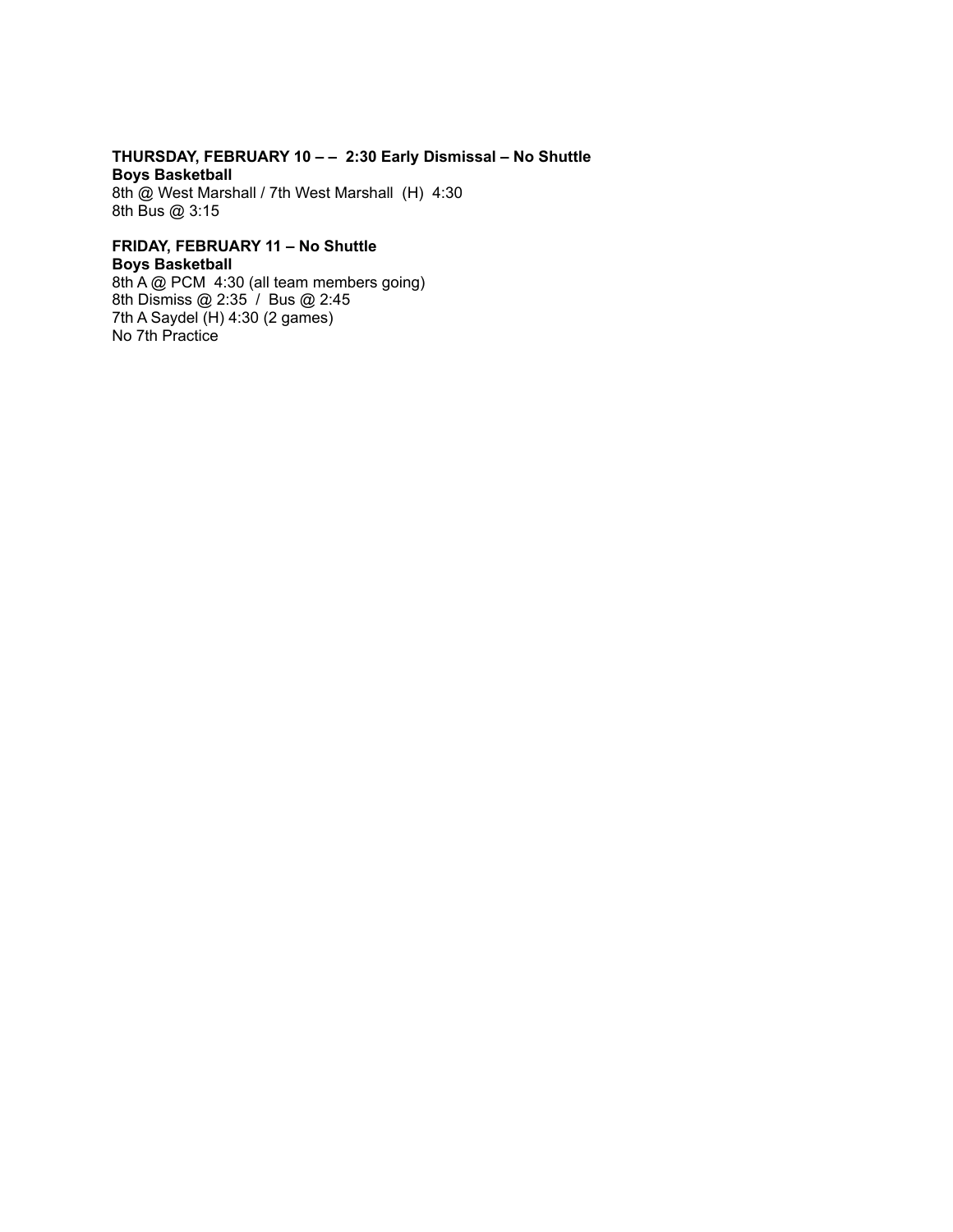**THURSDAY, FEBRUARY 10 – – 2:30 Early Dismissal – No Shuttle**
**Boys Basketball**
8th @ West Marshall / 7th West Marshall (H) 4:30
8th Bus @ 3:15

**FRIDAY, FEBRUARY 11 – No Shuttle**
**Boys Basketball**
8th A @ PCM 4:30 (all team members going)
8th Dismiss @ 2:35 / Bus @ 2:45
7th A Saydel (H) 4:30 (2 games)
No 7th Practice